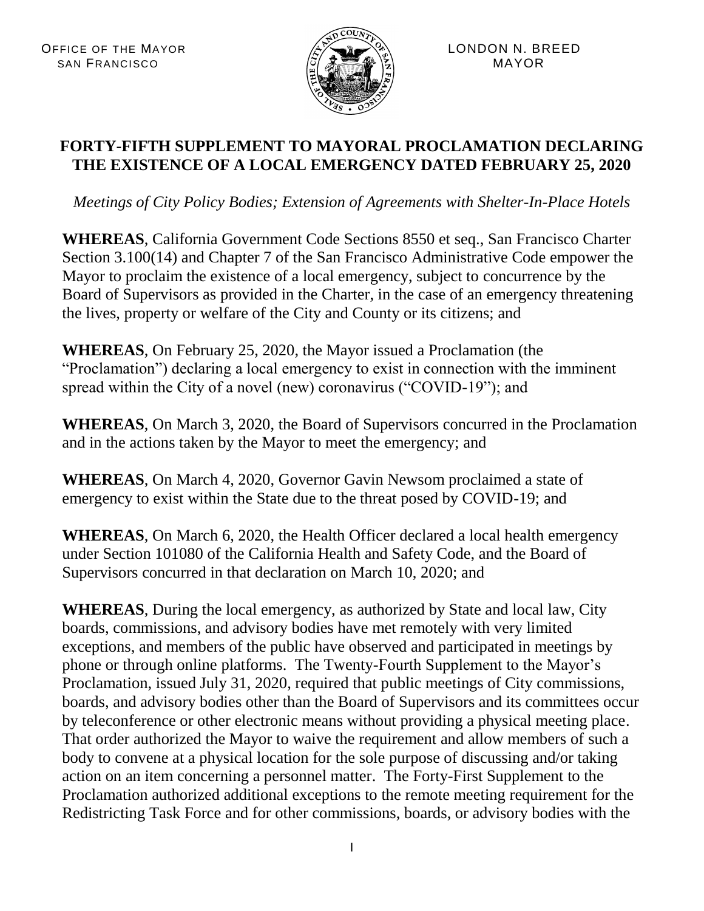OFFICE OF THE MAYOR
SAN FRANCISCO

LONDON N. BREED
MAYOR

# FORTY-FIFTH SUPPLEMENT TO MAYORAL PROCLAMATION DECLARING THE EXISTENCE OF A LOCAL EMERGENCY DATED FEBRUARY 25, 2020

*Meetings of City Policy Bodies; Extension of Agreements with Shelter-In-Place Hotels*

**WHEREAS**, California Government Code Sections 8550 et seq., San Francisco Charter Section 3.100(14) and Chapter 7 of the San Francisco Administrative Code empower the Mayor to proclaim the existence of a local emergency, subject to concurrence by the Board of Supervisors as provided in the Charter, in the case of an emergency threatening the lives, property or welfare of the City and County or its citizens; and

**WHEREAS**, On February 25, 2020, the Mayor issued a Proclamation (the "Proclamation") declaring a local emergency to exist in connection with the imminent spread within the City of a novel (new) coronavirus ("COVID-19"); and

**WHEREAS**, On March 3, 2020, the Board of Supervisors concurred in the Proclamation and in the actions taken by the Mayor to meet the emergency; and

**WHEREAS**, On March 4, 2020, Governor Gavin Newsom proclaimed a state of emergency to exist within the State due to the threat posed by COVID-19; and

**WHEREAS**, On March 6, 2020, the Health Officer declared a local health emergency under Section 101080 of the California Health and Safety Code, and the Board of Supervisors concurred in that declaration on March 10, 2020; and

**WHEREAS**, During the local emergency, as authorized by State and local law, City boards, commissions, and advisory bodies have met remotely with very limited exceptions, and members of the public have observed and participated in meetings by phone or through online platforms. The Twenty-Fourth Supplement to the Mayor's Proclamation, issued July 31, 2020, required that public meetings of City commissions, boards, and advisory bodies other than the Board of Supervisors and its committees occur by teleconference or other electronic means without providing a physical meeting place. That order authorized the Mayor to waive the requirement and allow members of such a body to convene at a physical location for the sole purpose of discussing and/or taking action on an item concerning a personnel matter. The Forty-First Supplement to the Proclamation authorized additional exceptions to the remote meeting requirement for the Redistricting Task Force and for other commissions, boards, or advisory bodies with the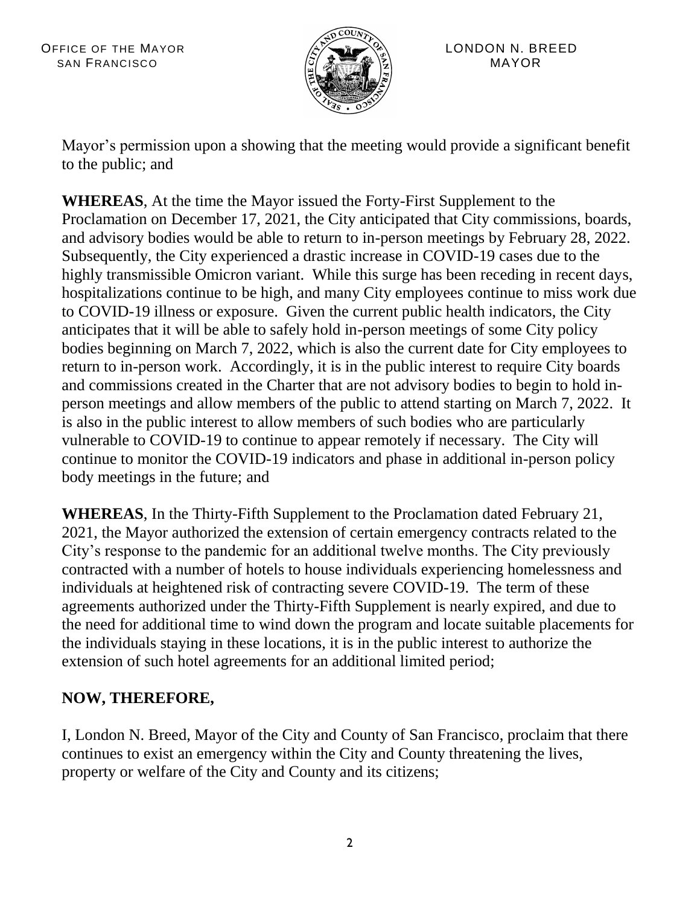Mayor's permission upon a showing that the meeting would provide a significant benefit to the public; and

**WHEREAS**, At the time the Mayor issued the Forty-First Supplement to the Proclamation on December 17, 2021, the City anticipated that City commissions, boards, and advisory bodies would be able to return to in-person meetings by February 28, 2022. Subsequently, the City experienced a drastic increase in COVID-19 cases due to the highly transmissible Omicron variant. While this surge has been receding in recent days, hospitalizations continue to be high, and many City employees continue to miss work due to COVID-19 illness or exposure. Given the current public health indicators, the City anticipates that it will be able to safely hold in-person meetings of some City policy bodies beginning on March 7, 2022, which is also the current date for City employees to return to in-person work. Accordingly, it is in the public interest to require City boards and commissions created in the Charter that are not advisory bodies to begin to hold in-person meetings and allow members of the public to attend starting on March 7, 2022. It is also in the public interest to allow members of such bodies who are particularly vulnerable to COVID-19 to continue to appear remotely if necessary. The City will continue to monitor the COVID-19 indicators and phase in additional in-person policy body meetings in the future; and

**WHEREAS**, In the Thirty-Fifth Supplement to the Proclamation dated February 21, 2021, the Mayor authorized the extension of certain emergency contracts related to the City's response to the pandemic for an additional twelve months. The City previously contracted with a number of hotels to house individuals experiencing homelessness and individuals at heightened risk of contracting severe COVID-19. The term of these agreements authorized under the Thirty-Fifth Supplement is nearly expired, and due to the need for additional time to wind down the program and locate suitable placements for the individuals staying in these locations, it is in the public interest to authorize the extension of such hotel agreements for an additional limited period;

**NOW, THEREFORE,**

I, London N. Breed, Mayor of the City and County of San Francisco, proclaim that there continues to exist an emergency within the City and County threatening the lives, property or welfare of the City and County and its citizens;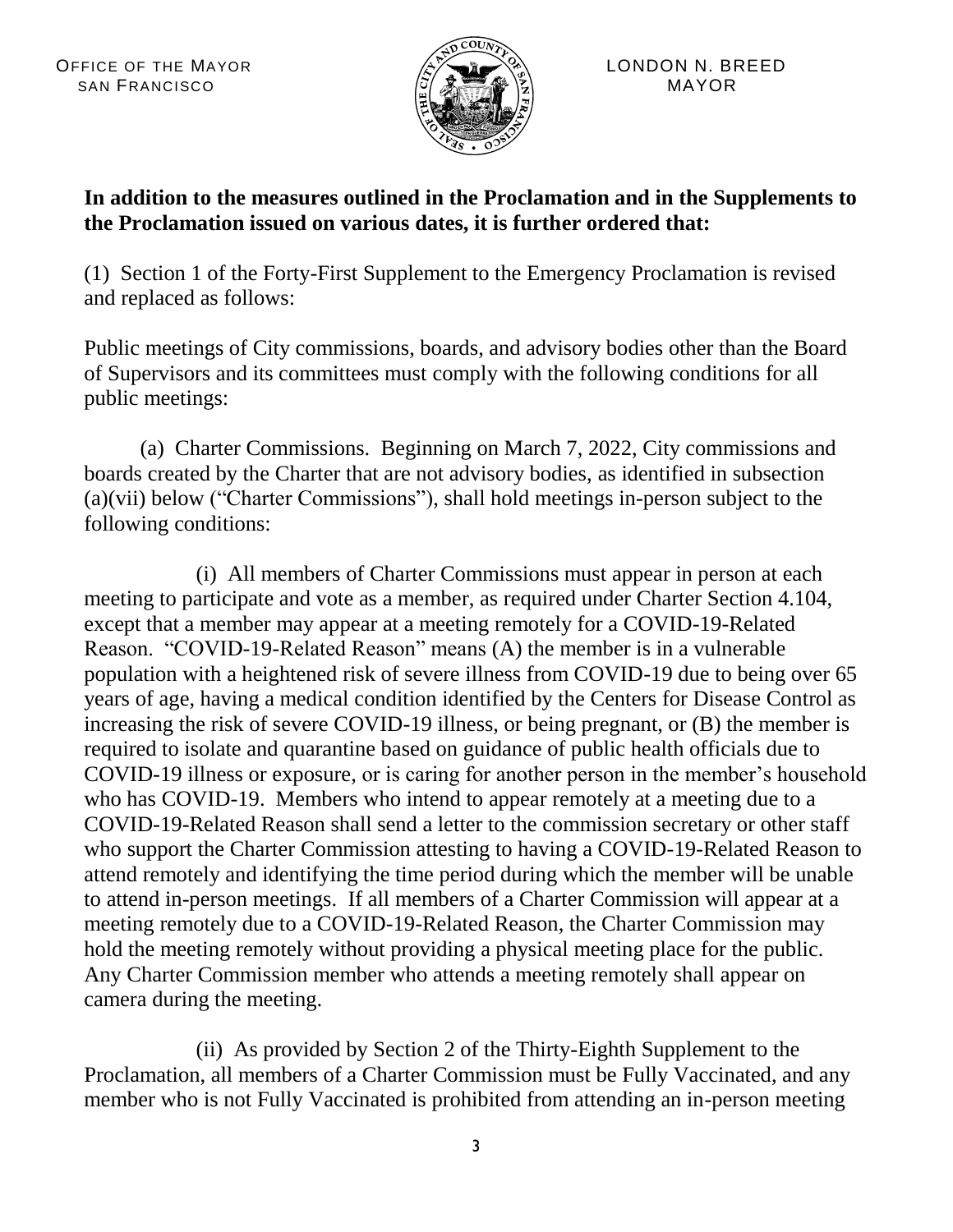OFFICE OF THE MAYOR
SAN FRANCISCO

LONDON N. BREED
MAYOR

**In addition to the measures outlined in the Proclamation and in the Supplements to the Proclamation issued on various dates, it is further ordered that:**

(1) Section 1 of the Forty-First Supplement to the Emergency Proclamation is revised and replaced as follows:

Public meetings of City commissions, boards, and advisory bodies other than the Board of Supervisors and its committees must comply with the following conditions for all public meetings:

(a) Charter Commissions. Beginning on March 7, 2022, City commissions and boards created by the Charter that are not advisory bodies, as identified in subsection (a)(vii) below ("Charter Commissions"), shall hold meetings in-person subject to the following conditions:

(i) All members of Charter Commissions must appear in person at each meeting to participate and vote as a member, as required under Charter Section 4.104, except that a member may appear at a meeting remotely for a COVID-19-Related Reason. "COVID-19-Related Reason" means (A) the member is in a vulnerable population with a heightened risk of severe illness from COVID-19 due to being over 65 years of age, having a medical condition identified by the Centers for Disease Control as increasing the risk of severe COVID-19 illness, or being pregnant, or (B) the member is required to isolate and quarantine based on guidance of public health officials due to COVID-19 illness or exposure, or is caring for another person in the member's household who has COVID-19. Members who intend to appear remotely at a meeting due to a COVID-19-Related Reason shall send a letter to the commission secretary or other staff who support the Charter Commission attesting to having a COVID-19-Related Reason to attend remotely and identifying the time period during which the member will be unable to attend in-person meetings. If all members of a Charter Commission will appear at a meeting remotely due to a COVID-19-Related Reason, the Charter Commission may hold the meeting remotely without providing a physical meeting place for the public. Any Charter Commission member who attends a meeting remotely shall appear on camera during the meeting.

(ii) As provided by Section 2 of the Thirty-Eighth Supplement to the Proclamation, all members of a Charter Commission must be Fully Vaccinated, and any member who is not Fully Vaccinated is prohibited from attending an in-person meeting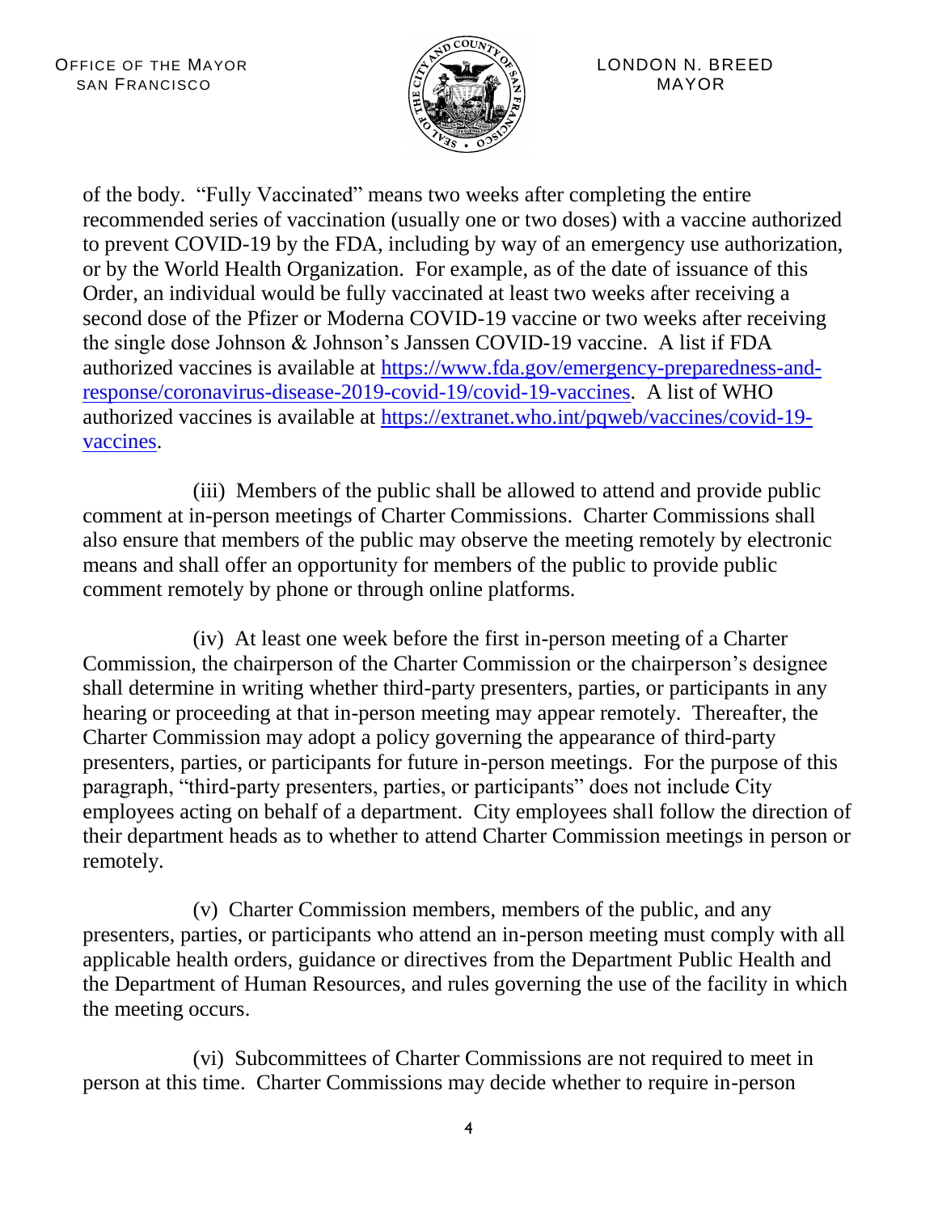of the body. “Fully Vaccinated” means two weeks after completing the entire recommended series of vaccination (usually one or two doses) with a vaccine authorized to prevent COVID-19 by the FDA, including by way of an emergency use authorization, or by the World Health Organization. For example, as of the date of issuance of this Order, an individual would be fully vaccinated at least two weeks after receiving a second dose of the Pfizer or Moderna COVID-19 vaccine or two weeks after receiving the single dose Johnson & Johnson’s Janssen COVID-19 vaccine. A list if FDA authorized vaccines is available at https://www.fda.gov/emergency-preparedness-and-response/coronavirus-disease-2019-covid-19/covid-19-vaccines. A list of WHO authorized vaccines is available at https://extranet.who.int/pqweb/vaccines/covid-19-vaccines.

(iii) Members of the public shall be allowed to attend and provide public comment at in-person meetings of Charter Commissions. Charter Commissions shall also ensure that members of the public may observe the meeting remotely by electronic means and shall offer an opportunity for members of the public to provide public comment remotely by phone or through online platforms.

(iv) At least one week before the first in-person meeting of a Charter Commission, the chairperson of the Charter Commission or the chairperson’s designee shall determine in writing whether third-party presenters, parties, or participants in any hearing or proceeding at that in-person meeting may appear remotely. Thereafter, the Charter Commission may adopt a policy governing the appearance of third-party presenters, parties, or participants for future in-person meetings. For the purpose of this paragraph, “third-party presenters, parties, or participants” does not include City employees acting on behalf of a department. City employees shall follow the direction of their department heads as to whether to attend Charter Commission meetings in person or remotely.

(v) Charter Commission members, members of the public, and any presenters, parties, or participants who attend an in-person meeting must comply with all applicable health orders, guidance or directives from the Department Public Health and the Department of Human Resources, and rules governing the use of the facility in which the meeting occurs.

(vi) Subcommittees of Charter Commissions are not required to meet in person at this time. Charter Commissions may decide whether to require in-person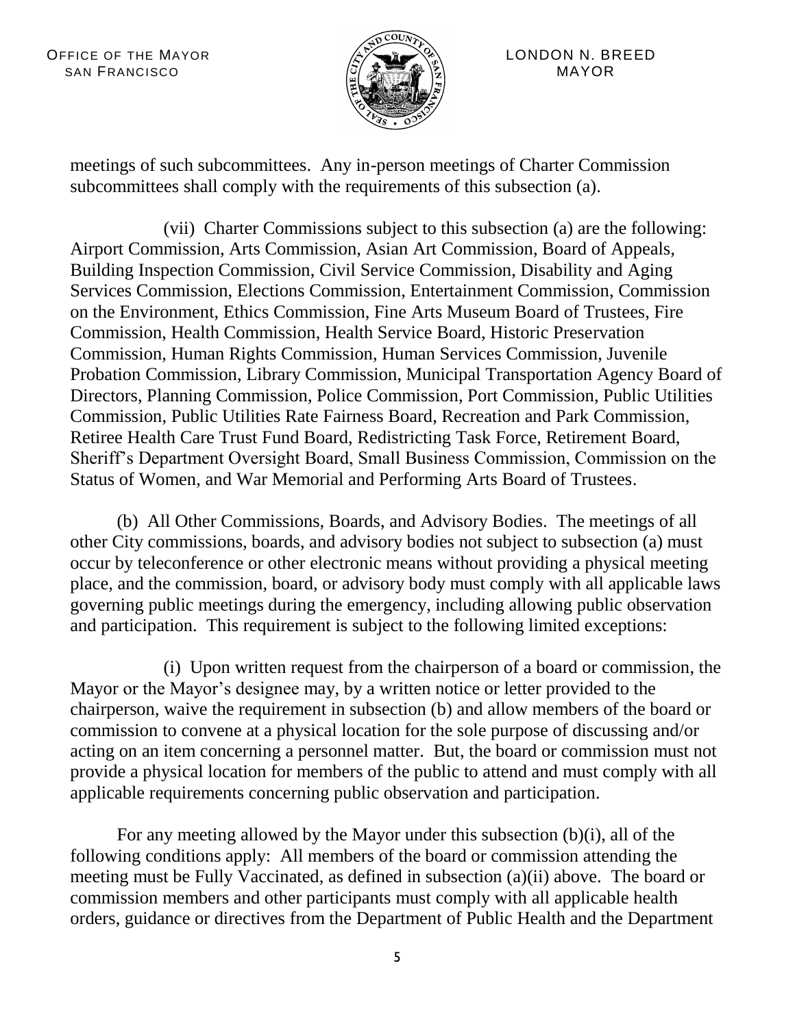meetings of such subcommittees. Any in-person meetings of Charter Commission subcommittees shall comply with the requirements of this subsection (a).

(vii) Charter Commissions subject to this subsection (a) are the following: Airport Commission, Arts Commission, Asian Art Commission, Board of Appeals, Building Inspection Commission, Civil Service Commission, Disability and Aging Services Commission, Elections Commission, Entertainment Commission, Commission on the Environment, Ethics Commission, Fine Arts Museum Board of Trustees, Fire Commission, Health Commission, Health Service Board, Historic Preservation Commission, Human Rights Commission, Human Services Commission, Juvenile Probation Commission, Library Commission, Municipal Transportation Agency Board of Directors, Planning Commission, Police Commission, Port Commission, Public Utilities Commission, Public Utilities Rate Fairness Board, Recreation and Park Commission, Retiree Health Care Trust Fund Board, Redistricting Task Force, Retirement Board, Sheriff's Department Oversight Board, Small Business Commission, Commission on the Status of Women, and War Memorial and Performing Arts Board of Trustees.

(b) All Other Commissions, Boards, and Advisory Bodies. The meetings of all other City commissions, boards, and advisory bodies not subject to subsection (a) must occur by teleconference or other electronic means without providing a physical meeting place, and the commission, board, or advisory body must comply with all applicable laws governing public meetings during the emergency, including allowing public observation and participation. This requirement is subject to the following limited exceptions:

(i) Upon written request from the chairperson of a board or commission, the Mayor or the Mayor's designee may, by a written notice or letter provided to the chairperson, waive the requirement in subsection (b) and allow members of the board or commission to convene at a physical location for the sole purpose of discussing and/or acting on an item concerning a personnel matter. But, the board or commission must not provide a physical location for members of the public to attend and must comply with all applicable requirements concerning public observation and participation.

For any meeting allowed by the Mayor under this subsection (b)(i), all of the following conditions apply: All members of the board or commission attending the meeting must be Fully Vaccinated, as defined in subsection (a)(ii) above. The board or commission members and other participants must comply with all applicable health orders, guidance or directives from the Department of Public Health and the Department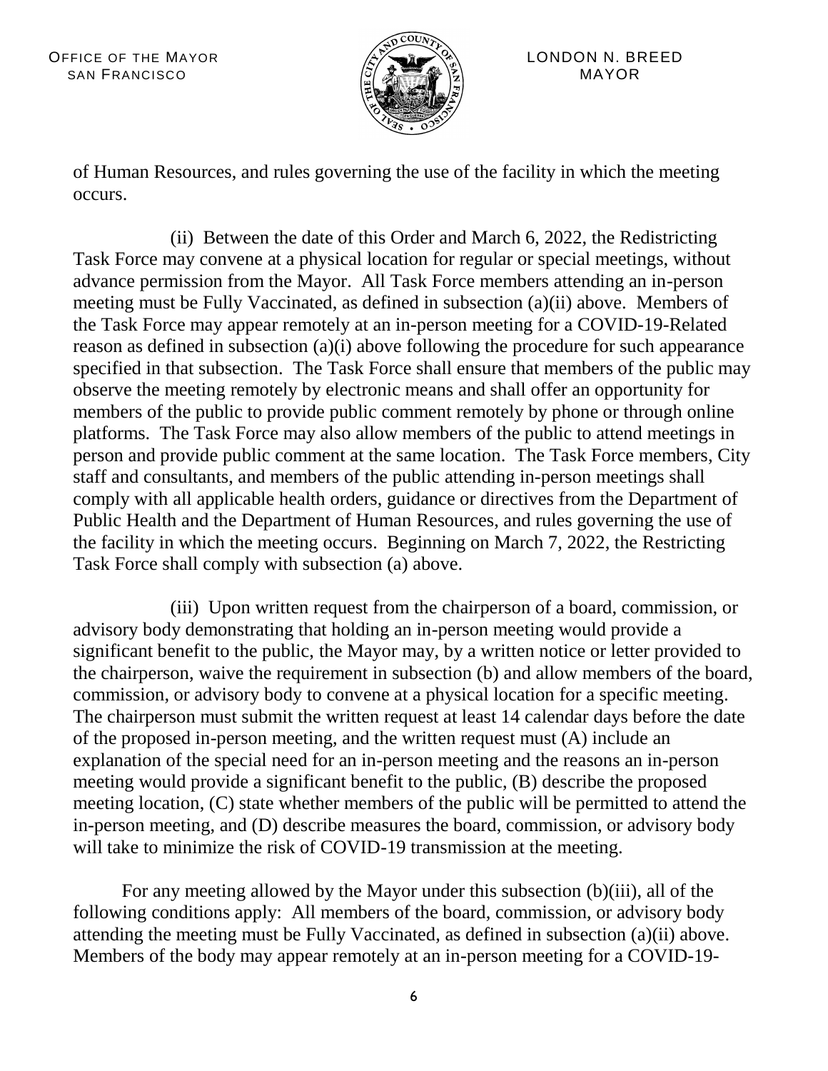of Human Resources, and rules governing the use of the facility in which the meeting occurs.

(ii) Between the date of this Order and March 6, 2022, the Redistricting Task Force may convene at a physical location for regular or special meetings, without advance permission from the Mayor. All Task Force members attending an in-person meeting must be Fully Vaccinated, as defined in subsection (a)(ii) above. Members of the Task Force may appear remotely at an in-person meeting for a COVID-19-Related reason as defined in subsection (a)(i) above following the procedure for such appearance specified in that subsection. The Task Force shall ensure that members of the public may observe the meeting remotely by electronic means and shall offer an opportunity for members of the public to provide public comment remotely by phone or through online platforms. The Task Force may also allow members of the public to attend meetings in person and provide public comment at the same location. The Task Force members, City staff and consultants, and members of the public attending in-person meetings shall comply with all applicable health orders, guidance or directives from the Department of Public Health and the Department of Human Resources, and rules governing the use of the facility in which the meeting occurs. Beginning on March 7, 2022, the Restricting Task Force shall comply with subsection (a) above.

(iii) Upon written request from the chairperson of a board, commission, or advisory body demonstrating that holding an in-person meeting would provide a significant benefit to the public, the Mayor may, by a written notice or letter provided to the chairperson, waive the requirement in subsection (b) and allow members of the board, commission, or advisory body to convene at a physical location for a specific meeting. The chairperson must submit the written request at least 14 calendar days before the date of the proposed in-person meeting, and the written request must (A) include an explanation of the special need for an in-person meeting and the reasons an in-person meeting would provide a significant benefit to the public, (B) describe the proposed meeting location, (C) state whether members of the public will be permitted to attend the in-person meeting, and (D) describe measures the board, commission, or advisory body will take to minimize the risk of COVID-19 transmission at the meeting.

For any meeting allowed by the Mayor under this subsection (b)(iii), all of the following conditions apply: All members of the board, commission, or advisory body attending the meeting must be Fully Vaccinated, as defined in subsection (a)(ii) above. Members of the body may appear remotely at an in-person meeting for a COVID-19-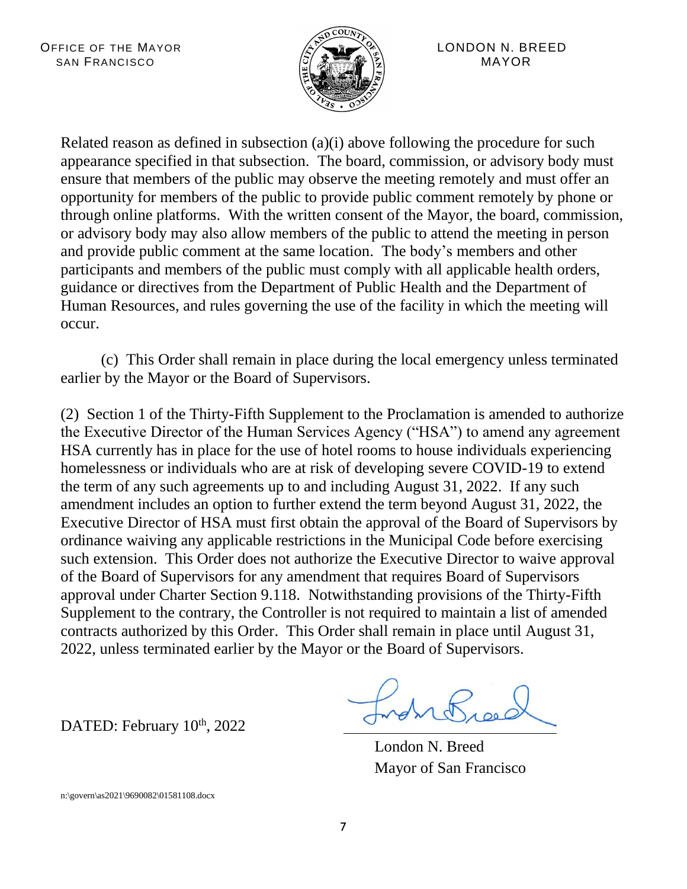Related reason as defined in subsection (a)(i) above following the procedure for such appearance specified in that subsection. The board, commission, or advisory body must ensure that members of the public may observe the meeting remotely and must offer an opportunity for members of the public to provide public comment remotely by phone or through online platforms. With the written consent of the Mayor, the board, commission, or advisory body may also allow members of the public to attend the meeting in person and provide public comment at the same location. The body's members and other participants and members of the public must comply with all applicable health orders, guidance or directives from the Department of Public Health and the Department of Human Resources, and rules governing the use of the facility in which the meeting will occur.

(c) This Order shall remain in place during the local emergency unless terminated earlier by the Mayor or the Board of Supervisors.

(2) Section 1 of the Thirty-Fifth Supplement to the Proclamation is amended to authorize the Executive Director of the Human Services Agency ("HSA") to amend any agreement HSA currently has in place for the use of hotel rooms to house individuals experiencing homelessness or individuals who are at risk of developing severe COVID-19 to extend the term of any such agreements up to and including August 31, 2022. If any such amendment includes an option to further extend the term beyond August 31, 2022, the Executive Director of HSA must first obtain the approval of the Board of Supervisors by ordinance waiving any applicable restrictions in the Municipal Code before exercising such extension. This Order does not authorize the Executive Director to waive approval of the Board of Supervisors for any amendment that requires Board of Supervisors approval under Charter Section 9.118. Notwithstanding provisions of the Thirty-Fifth Supplement to the contrary, the Controller is not required to maintain a list of amended contracts authorized by this Order. This Order shall remain in place until August 31, 2022, unless terminated earlier by the Mayor or the Board of Supervisors.

DATED: February 10th, 2022

London N. Breed
Mayor of San Francisco

n:\govern\as2021\9690082\01581108.docx